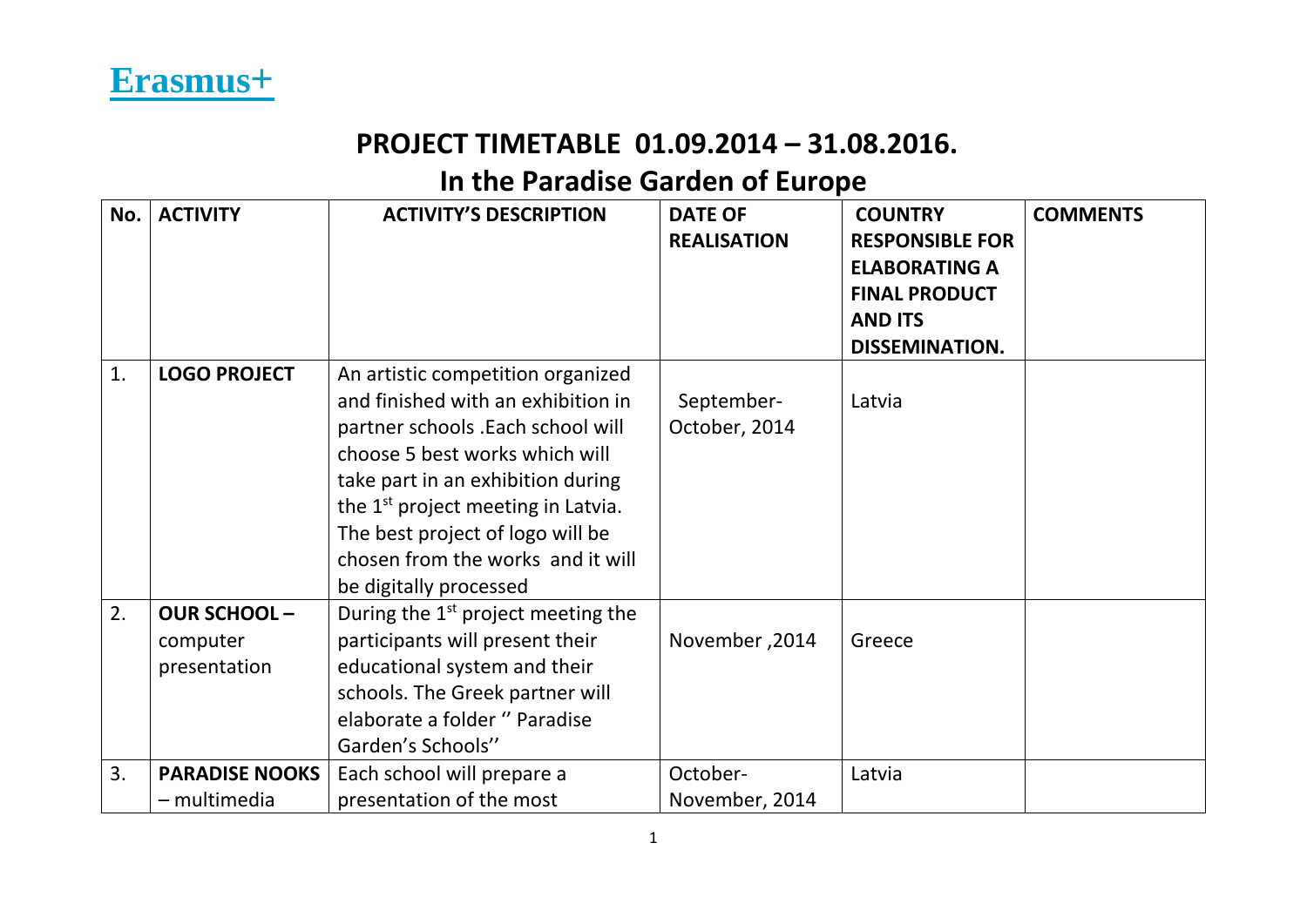# Erasmus+

## PROJECT TIMETABLE 01.09.2014 – 31.08.2016.

## In the Paradise Garden of Europe

| No. | ACTIVITY | ACTIVITY'S DESCRIPTION | DATE OF REALISATION | COUNTRY RESPONSIBLE FOR ELABORATING A FINAL PRODUCT AND ITS DISSEMINATION. | COMMENTS |
|---|---|---|---|---|---|
| 1. | **LOGO PROJECT** | An artistic competition organized and finished with an exhibition in partner schools .Each school will choose 5 best works which will take part in an exhibition during the 1st project meeting in Latvia. The best project of logo will be chosen from the works and it will be digitally processed | September-October, 2014 | Latvia | |
| 2. | **OUR SCHOOL –** computer presentation | During the 1st project meeting the participants will present their educational system and their schools. The Greek partner will elaborate a folder '' Paradise Garden's Schools'' | November ,2014 | Greece | |
| 3. | **PARADISE NOOKS** – multimedia | Each school will prepare a presentation of the most | October-November, 2014 | Latvia | |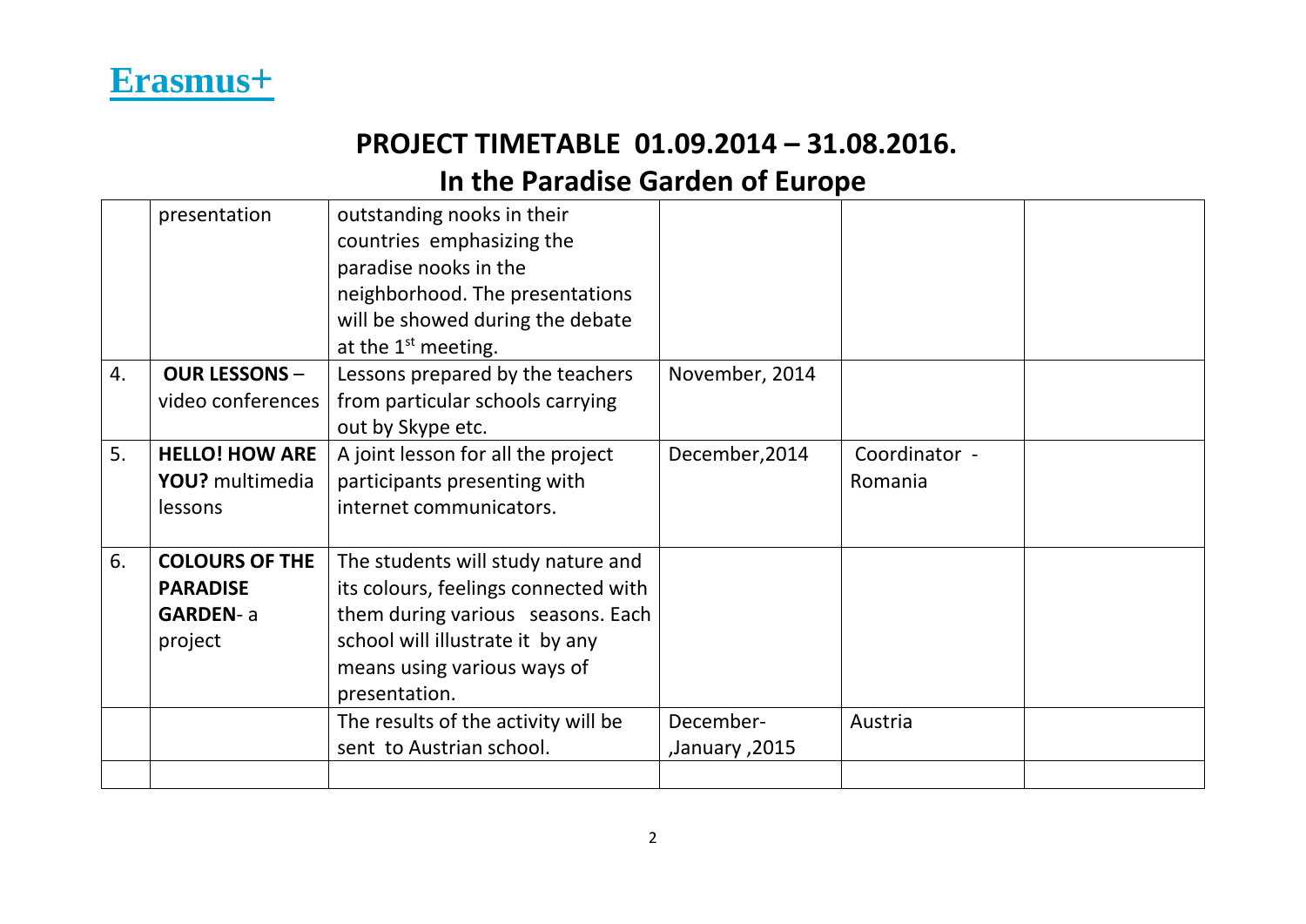Erasmus+

## PROJECT TIMETABLE 01.09.2014 – 31.08.2016.

## In the Paradise Garden of Europe

| | | | | | |
|---|---|---|---|---|---|
| | presentation | outstanding nooks in their countries emphasizing the paradise nooks in the neighborhood. The presentations will be showed during the debate at the 1st meeting. | | | |
| 4. | **OUR LESSONS** – video conferences | Lessons prepared by the teachers from particular schools carrying out by Skype etc. | November, 2014 | | |
| 5. | **HELLO! HOW ARE YOU?** multimedia lessons | A joint lesson for all the project participants presenting with internet communicators. | December,2014 | Coordinator - Romania | |
| 6. | **COLOURS OF THE PARADISE GARDEN**- a project | The students will study nature and its colours, feelings connected with them during various seasons. Each school will illustrate it by any means using various ways of presentation. | | | |
| | | The results of the activity will be sent to Austrian school. | December- ,January ,2015 | Austria | |
| | | | | | |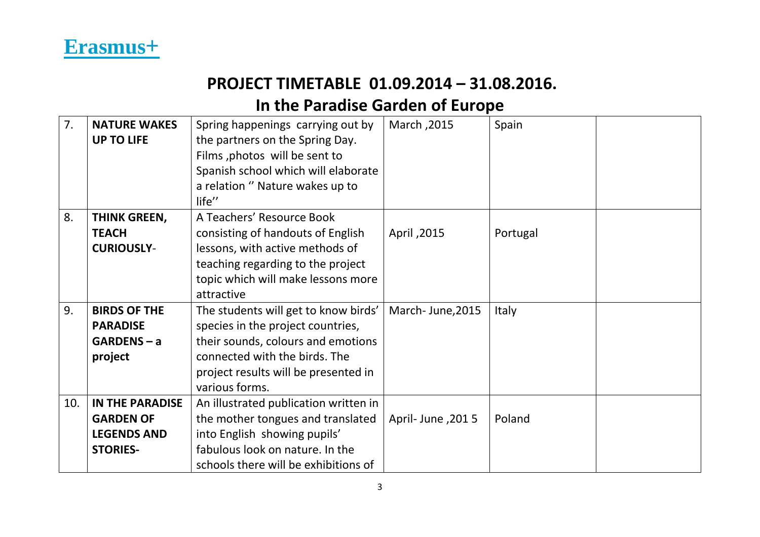**Erasmus+**

## PROJECT TIMETABLE 01.09.2014 – 31.08.2016.

## In the Paradise Garden of Europe

| | | | | | |
|---|---|---|---|---|---|
| 7. | **NATURE WAKES UP TO LIFE** | Spring happenings carrying out by the partners on the Spring Day. Films ,photos will be sent to Spanish school which will elaborate a relation '' Nature wakes up to life'' | March ,2015 | Spain | |
| 8. | **THINK GREEN, TEACH CURIOUSLY**- | A Teachers' Resource Book consisting of handouts of English lessons, with active methods of teaching regarding to the project topic which will make lessons more attractive | April ,2015 | Portugal | |
| 9. | **BIRDS OF THE PARADISE GARDENS – a project** | The students will get to know birds' species in the project countries, their sounds, colours and emotions connected with the birds. The project results will be presented in various forms. | March- June,2015 | Italy | |
| 10. | **IN THE PARADISE GARDEN OF LEGENDS AND STORIES-** | An illustrated publication written in the mother tongues and translated into English showing pupils' fabulous look on nature. In the schools there will be exhibitions of | April- June ,201 5 | Poland | |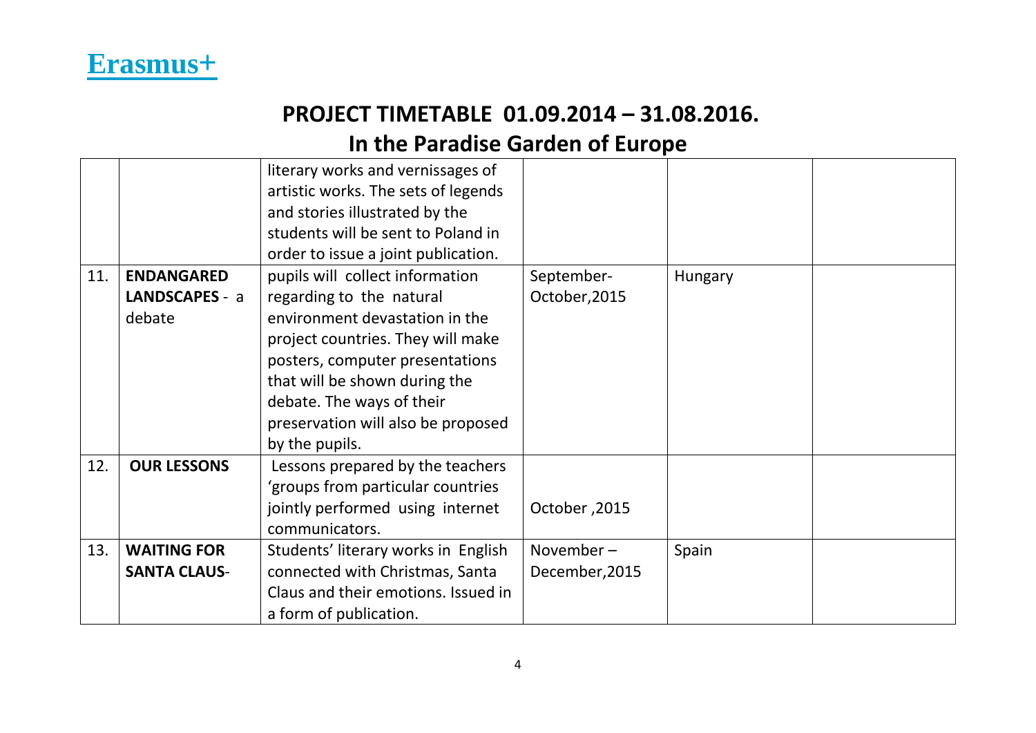**Erasmus+**

## PROJECT TIMETABLE 01.09.2014 – 31.08.2016.

## In the Paradise Garden of Europe

| | | | | | |
|---|---|---|---|---|---|
| | | literary works and vernissages of artistic works. The sets of legends and stories illustrated by the students will be sent to Poland in order to issue a joint publication. | | | |
| 11. | **ENDANGARED LANDSCAPES** - a debate | pupils will collect information regarding to the natural environment devastation in the project countries. They will make posters, computer presentations that will be shown during the debate. The ways of their preservation will also be proposed by the pupils. | September-October,2015 | Hungary | |
| 12. | **OUR LESSONS** | Lessons prepared by the teachers 'groups from particular countries jointly performed using internet communicators. | October ,2015 | | |
| 13. | **WAITING FOR SANTA CLAUS**- | Students' literary works in English connected with Christmas, Santa Claus and their emotions. Issued in a form of publication. | November – December,2015 | Spain | |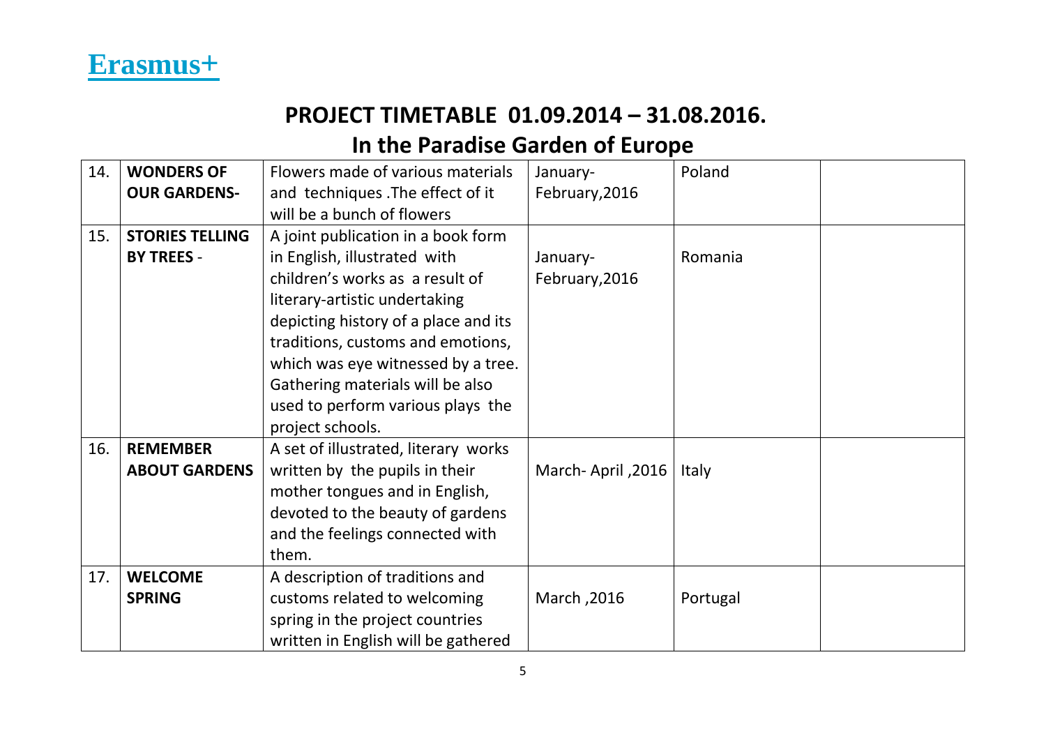**Erasmus+**

## PROJECT TIMETABLE 01.09.2014 – 31.08.2016.

## In the Paradise Garden of Europe

| | | | | | |
|---|---|---|---|---|---|
| 14. | **WONDERS OF OUR GARDENS-** | Flowers made of various materials and techniques .The effect of it will be a bunch of flowers | January-February,2016 | Poland | |
| 15. | **STORIES TELLING BY TREES** - | A joint publication in a book form in English, illustrated with children's works as a result of literary-artistic undertaking depicting history of a place and its traditions, customs and emotions, which was eye witnessed by a tree. Gathering materials will be also used to perform various plays the project schools. | January-February,2016 | Romania | |
| 16. | **REMEMBER ABOUT GARDENS** | A set of illustrated, literary works written by the pupils in their mother tongues and in English, devoted to the beauty of gardens and the feelings connected with them. | March- April ,2016 | Italy | |
| 17. | **WELCOME SPRING** | A description of traditions and customs related to welcoming spring in the project countries written in English will be gathered | March ,2016 | Portugal | |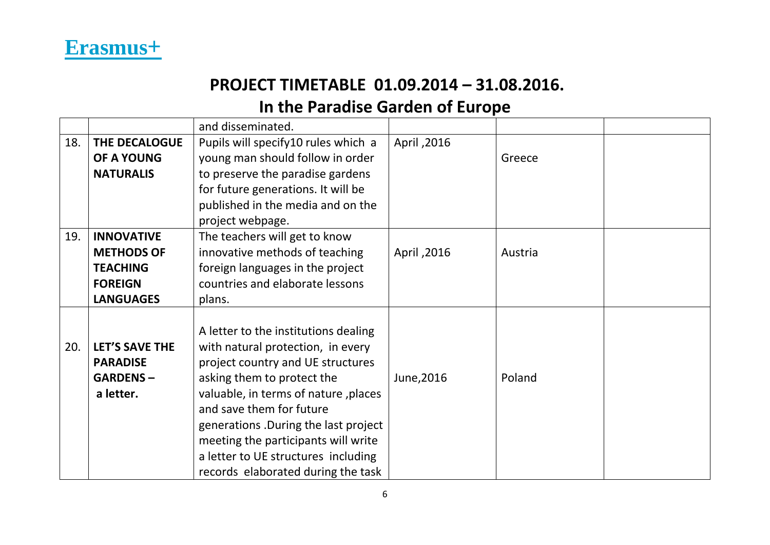# Erasmus+

## PROJECT TIMETABLE 01.09.2014 – 31.08.2016.

## In the Paradise Garden of Europe

| | | | | | |
|---|---|---|---|---|---|
| | | and disseminated. | | | |
| 18. | **THE DECALOGUE OF A YOUNG NATURALIS** | Pupils will specify10 rules which a young man should follow in order to preserve the paradise gardens for future generations. It will be published in the media and on the project webpage. | April ,2016 | Greece | |
| 19. | **INNOVATIVE METHODS OF TEACHING FOREIGN LANGUAGES** | The teachers will get to know innovative methods of teaching foreign languages in the project countries and elaborate lessons plans. | April ,2016 | Austria | |
| 20. | **LET'S SAVE THE PARADISE GARDENS – a letter.** | A letter to the institutions dealing with natural protection, in every project country and UE structures asking them to protect the valuable, in terms of nature ,places and save them for future generations .During the last project meeting the participants will write a letter to UE structures including records elaborated during the task | June,2016 | Poland | |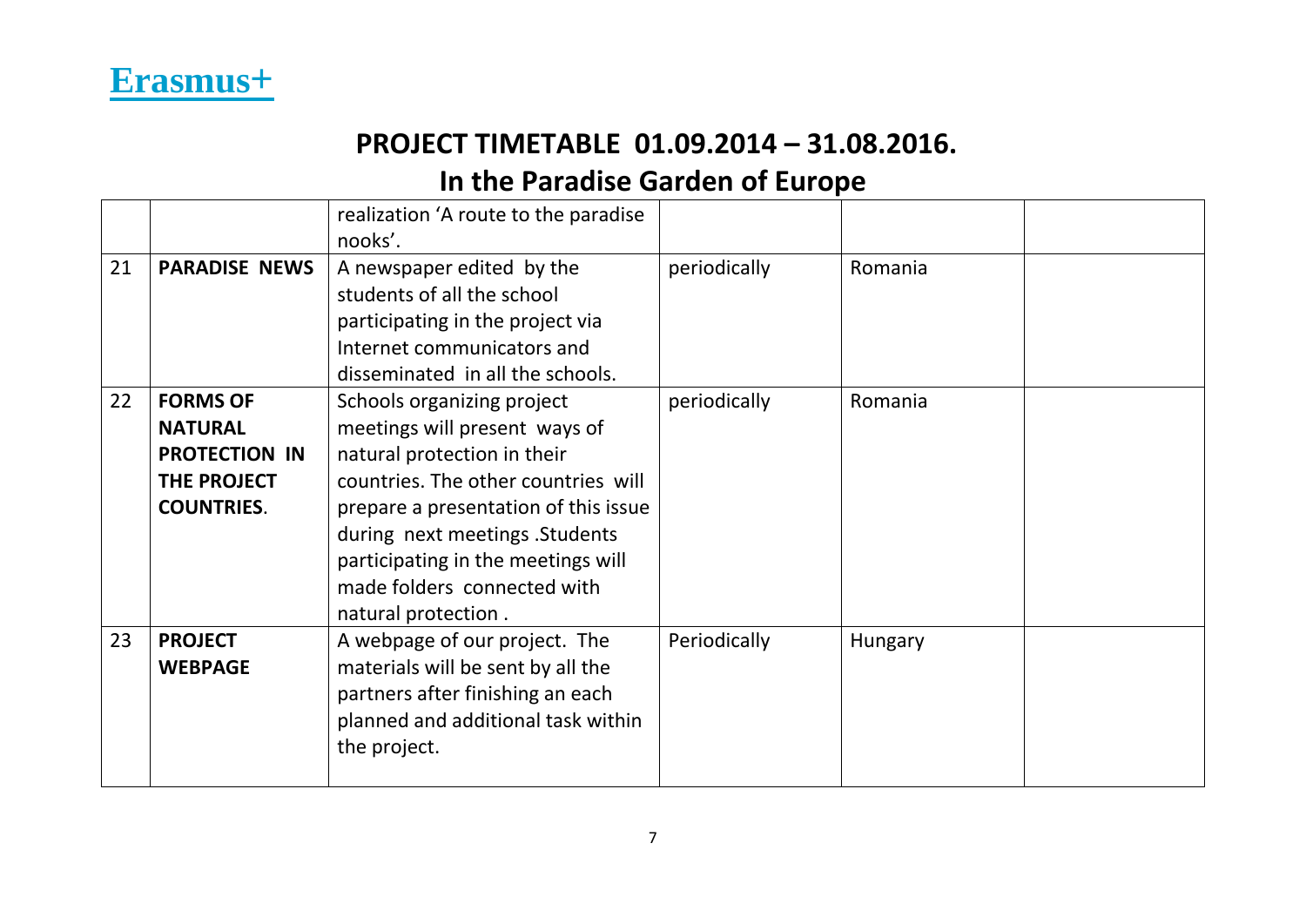**Erasmus+**

## PROJECT TIMETABLE 01.09.2014 – 31.08.2016.

## In the Paradise Garden of Europe

| | | | | | |
|---|---|---|---|---|---|
| | | realization 'A route to the paradise nooks'. | | | |
| 21 | **PARADISE NEWS** | A newspaper edited by the students of all the school participating in the project via Internet communicators and disseminated in all the schools. | periodically | Romania | |
| 22 | **FORMS OF NATURAL PROTECTION IN THE PROJECT COUNTRIES.** | Schools organizing project meetings will present ways of natural protection in their countries. The other countries will prepare a presentation of this issue during next meetings .Students participating in the meetings will made folders connected with natural protection . | periodically | Romania | |
| 23 | **PROJECT WEBPAGE** | A webpage of our project. The materials will be sent by all the partners after finishing an each planned and additional task within the project. | Periodically | Hungary | |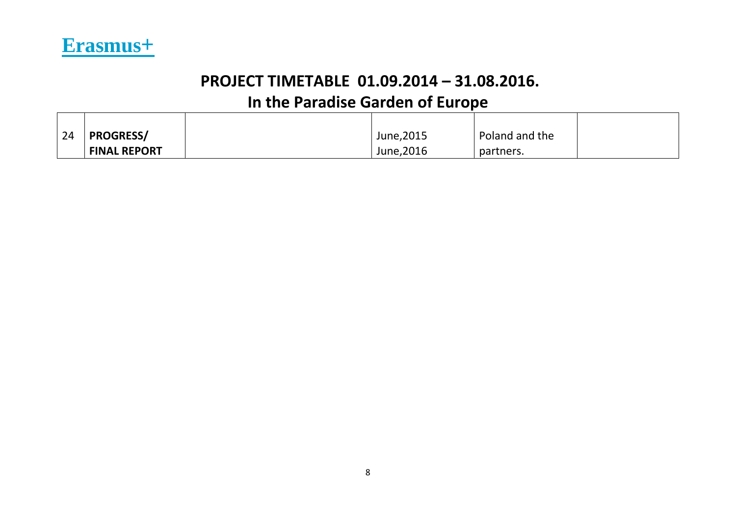Erasmus+

## PROJECT TIMETABLE 01.09.2014 – 31.08.2016.

## In the Paradise Garden of Europe

| | | | | | |
|---|---|---|---|---|---|
| 24 | **PROGRESS/ FINAL REPORT** | | June,2015 June,2016 | Poland and the partners. | |